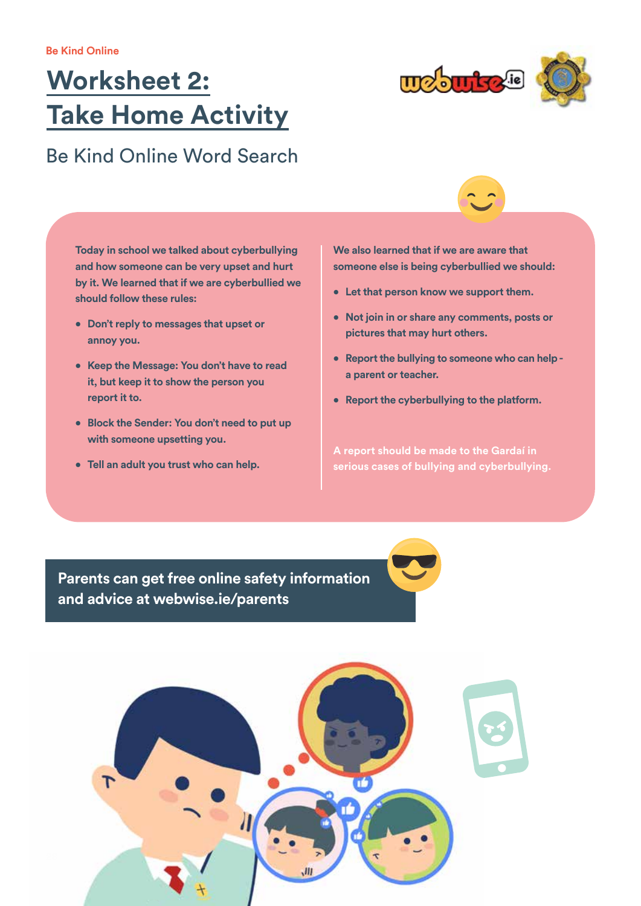Be Kind Online

# Worksheet 2: Take Home Activity

## Be Kind Online Word Search

Today in school we talked about cyberbullying and how someone can be very upset and hurt by it. We learned that if we are cyberbullied we should follow these rules:

- Don't reply to messages that upset or annoy you.
- Keep the Message: You don't have to read it, but keep it to show the person you report it to.
- Block the Sender: You don't need to put up with someone upsetting you.
- Tell an adult you trust who can help.

We also learned that if we are aware that someone else is being cyberbullied we should:

- Let that person know we support them.
- Not join in or share any comments, posts or pictures that may hurt others.
- Report the bullying to someone who can help - a parent or teacher.
- Report the cyberbullying to the platform.

A report should be made to the Gardaí in serious cases of bullying and cyberbullying.

**Parents can get free online safety information and advice at webwise.ie/parents**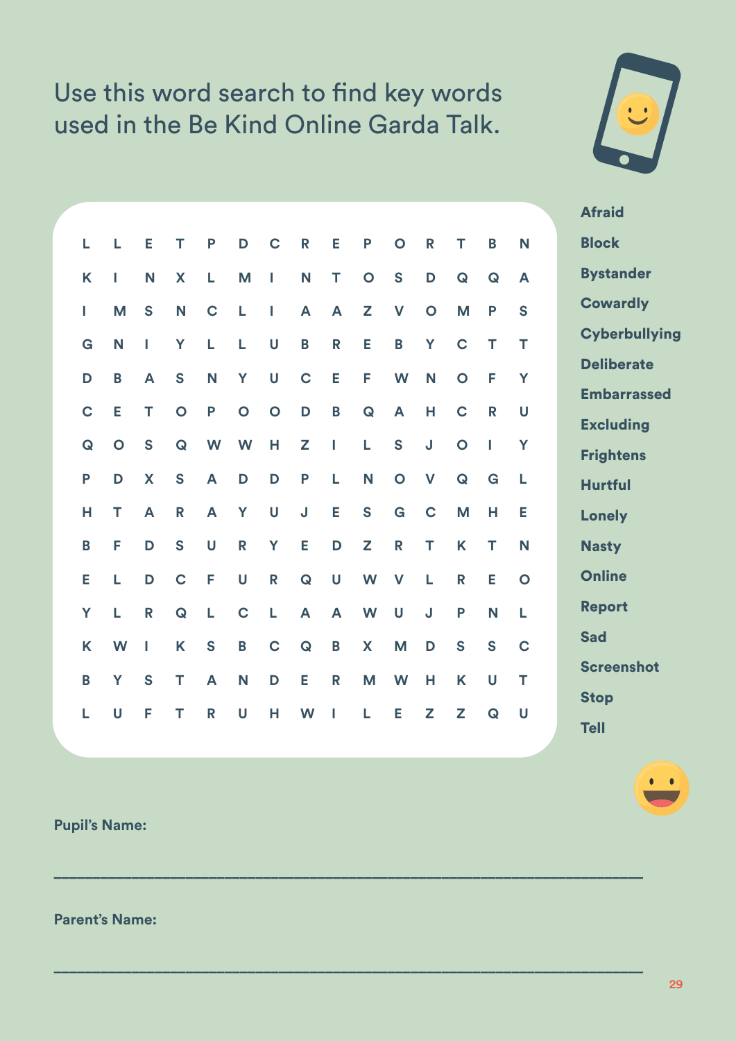Use this word search to find key words used in the Be Kind Online Garda Talk.

| | | | | | | | | | | | | | | |
|---|---|---|---|---|---|---|---|---|---|---|---|---|---|---|
| L | L | E | T | P | D | C | R | E | P | O | R | T | B | N |
| K | I | N | X | L | M | I | N | T | O | S | D | Q | Q | A |
| I | M | S | N | C | L | I | A | A | Z | V | O | M | P | S |
| G | N | I | Y | L | L | U | B | R | E | B | Y | C | T | T |
| D | B | A | S | N | Y | U | C | E | F | W | N | O | F | Y |
| C | E | T | O | P | O | O | D | B | Q | A | H | C | R | U |
| Q | O | S | Q | W | W | H | Z | I | L | S | J | O | I | Y |
| P | D | X | S | A | D | D | P | L | N | O | V | Q | G | L |
| H | T | A | R | A | Y | U | J | E | S | G | C | M | H | E |
| B | F | D | S | U | R | Y | E | D | Z | R | T | K | T | N |
| E | L | D | C | F | U | R | Q | U | W | V | L | R | E | O |
| Y | L | R | Q | L | C | L | A | A | W | U | J | P | N | L |
| K | W | I | K | S | B | C | Q | B | X | M | D | S | S | C |
| B | Y | S | T | A | N | D | E | R | M | W | H | K | U | T |
| L | U | F | T | R | U | H | W | I | L | E | Z | Z | Q | U |

**Afraid**
**Block**
**Bystander**
**Cowardly**
**Cyberbullying**
**Deliberate**
**Embarrassed**
**Excluding**
**Frightens**
**Hurtful**
**Lonely**
**Nasty**
**Online**
**Report**
**Sad**
**Screenshot**
**Stop**
**Tell**

**Pupil's Name:**

_______________________________________________

**Parent's Name:**

_______________________________________________